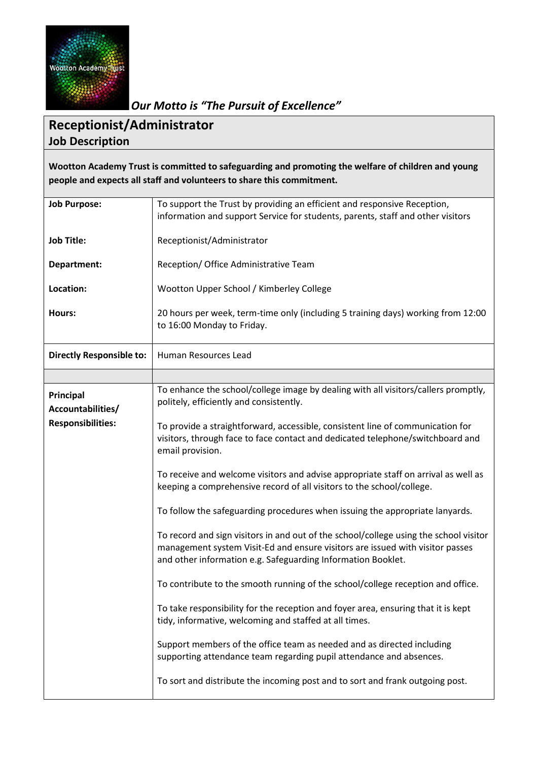*Our Motto is "The Pursuit of Excellence"*

# Receptionist/Administrator
## Job Description

**Wootton Academy Trust is committed to safeguarding and promoting the welfare of children and young people and expects all staff and volunteers to share this commitment.**

| | |
|---|---|
| **Job Purpose:** | To support the Trust by providing an efficient and responsive Reception, information and support Service for students, parents, staff and other visitors |
| **Job Title:** | Receptionist/Administrator |
| **Department:** | Reception/ Office Administrative Team |
| **Location:** | Wootton Upper School / Kimberley College |
| **Hours:** | 20 hours per week, term-time only (including 5 training days) working from 12:00 to 16:00 Monday to Friday. |
| **Directly Responsible to:** | Human Resources Lead |
| | |
| **Principal Accountabilities/ Responsibilities:** | To enhance the school/college image by dealing with all visitors/callers promptly, politely, efficiently and consistently.<br><br>To provide a straightforward, accessible, consistent line of communication for visitors, through face to face contact and dedicated telephone/switchboard and email provision.<br><br>To receive and welcome visitors and advise appropriate staff on arrival as well as keeping a comprehensive record of all visitors to the school/college.<br><br>To follow the safeguarding procedures when issuing the appropriate lanyards.<br><br>To record and sign visitors in and out of the school/college using the school visitor management system Visit-Ed and ensure visitors are issued with visitor passes and other information e.g. Safeguarding Information Booklet.<br><br>To contribute to the smooth running of the school/college reception and office.<br><br>To take responsibility for the reception and foyer area, ensuring that it is kept tidy, informative, welcoming and staffed at all times.<br><br>Support members of the office team as needed and as directed including supporting attendance team regarding pupil attendance and absences.<br><br>To sort and distribute the incoming post and to sort and frank outgoing post. |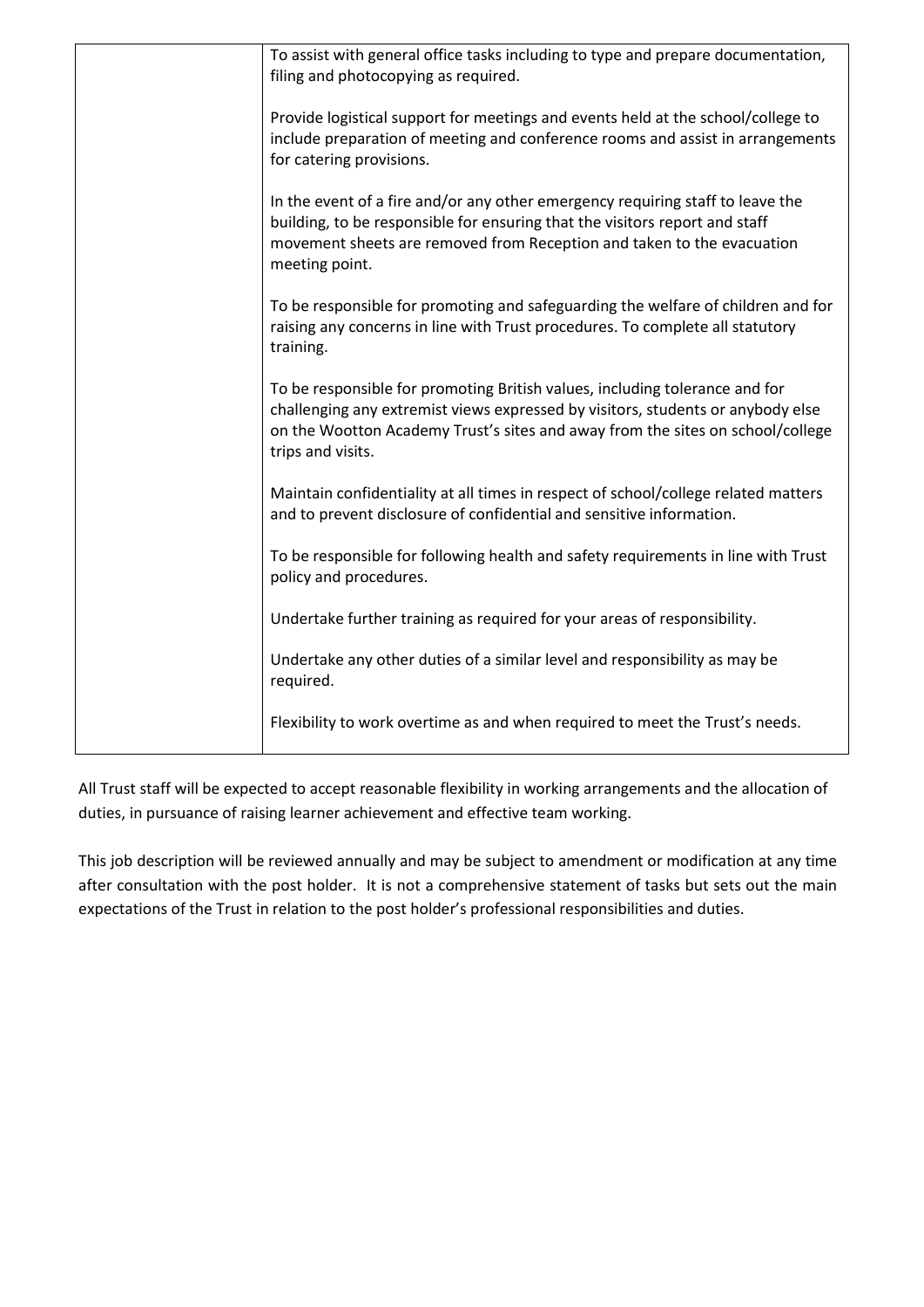| | |
|---|---|
| | To assist with general office tasks including to type and prepare documentation, filing and photocopying as required.<br><br>Provide logistical support for meetings and events held at the school/college to include preparation of meeting and conference rooms and assist in arrangements for catering provisions.<br><br>In the event of a fire and/or any other emergency requiring staff to leave the building, to be responsible for ensuring that the visitors report and staff movement sheets are removed from Reception and taken to the evacuation meeting point.<br><br>To be responsible for promoting and safeguarding the welfare of children and for raising any concerns in line with Trust procedures. To complete all statutory training.<br><br>To be responsible for promoting British values, including tolerance and for challenging any extremist views expressed by visitors, students or anybody else on the Wootton Academy Trust's sites and away from the sites on school/college trips and visits.<br><br>Maintain confidentiality at all times in respect of school/college related matters and to prevent disclosure of confidential and sensitive information.<br><br>To be responsible for following health and safety requirements in line with Trust policy and procedures.<br><br>Undertake further training as required for your areas of responsibility.<br><br>Undertake any other duties of a similar level and responsibility as may be required.<br><br>Flexibility to work overtime as and when required to meet the Trust's needs. |

All Trust staff will be expected to accept reasonable flexibility in working arrangements and the allocation of duties, in pursuance of raising learner achievement and effective team working.

This job description will be reviewed annually and may be subject to amendment or modification at any time after consultation with the post holder. It is not a comprehensive statement of tasks but sets out the main expectations of the Trust in relation to the post holder's professional responsibilities and duties.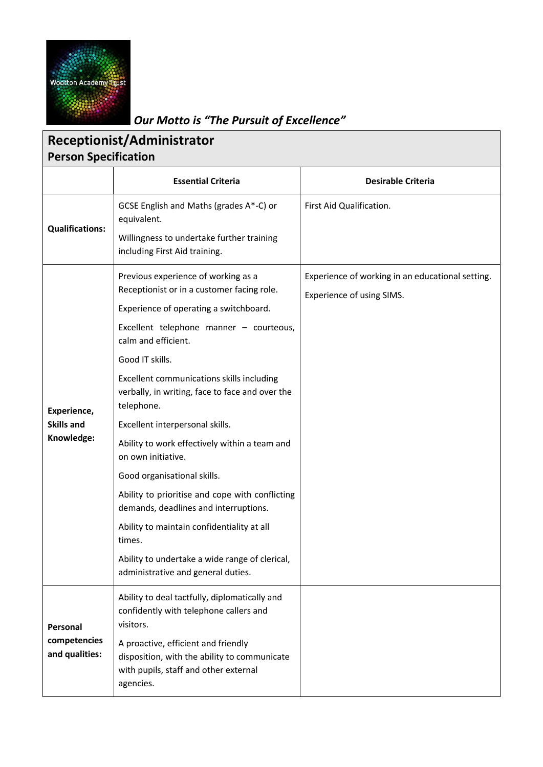Wootton Academy Trust

***Our Motto is "The Pursuit of Excellence"***

# Receptionist/Administrator
## Person Specification

| | Essential Criteria | Desirable Criteria |
|---|---|---|
| **Qualifications:** | GCSE English and Maths (grades A*-C) or equivalent.<br><br>Willingness to undertake further training including First Aid training. | First Aid Qualification. |
| **Experience, Skills and Knowledge:** | Previous experience of working as a Receptionist or in a customer facing role.<br><br>Experience of operating a switchboard.<br><br>Excellent telephone manner – courteous, calm and efficient.<br><br>Good IT skills.<br><br>Excellent communications skills including verbally, in writing, face to face and over the telephone.<br><br>Excellent interpersonal skills.<br><br>Ability to work effectively within a team and on own initiative.<br><br>Good organisational skills.<br><br>Ability to prioritise and cope with conflicting demands, deadlines and interruptions.<br><br>Ability to maintain confidentiality at all times.<br><br>Ability to undertake a wide range of clerical, administrative and general duties. | Experience of working in an educational setting.<br><br>Experience of using SIMS. |
| **Personal competencies and qualities:** | Ability to deal tactfully, diplomatically and confidently with telephone callers and visitors.<br><br>A proactive, efficient and friendly disposition, with the ability to communicate with pupils, staff and other external agencies. | |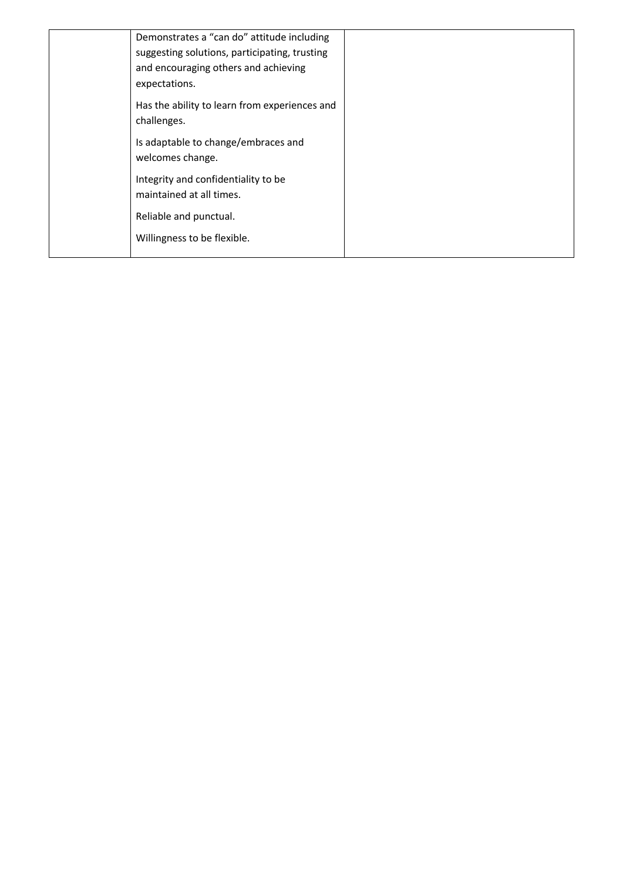| | | |
|---|---|---|
| | Demonstrates a "can do" attitude including suggesting solutions, participating, trusting and encouraging others and achieving expectations.<br><br>Has the ability to learn from experiences and challenges.<br><br>Is adaptable to change/embraces and welcomes change.<br><br>Integrity and confidentiality to be maintained at all times.<br><br>Reliable and punctual.<br><br>Willingness to be flexible. | |